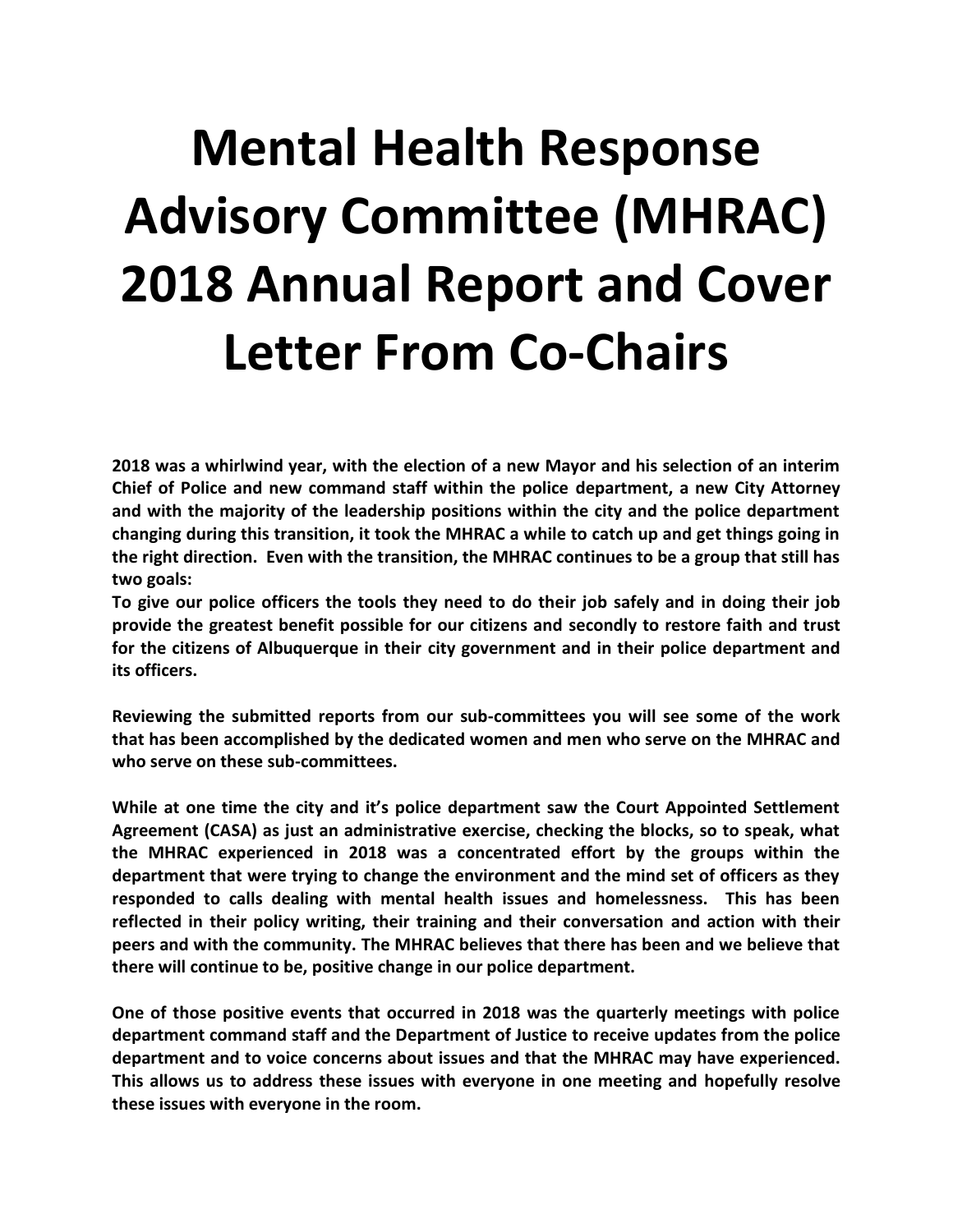# Mental Health Response Advisory Committee (MHRAC) 2018 Annual Report and Cover Letter From Co-Chairs

**2018 was a whirlwind year, with the election of a new Mayor and his selection of an interim Chief of Police and new command staff within the police department, a new City Attorney and with the majority of the leadership positions within the city and the police department changing during this transition, it took the MHRAC a while to catch up and get things going in the right direction. Even with the transition, the MHRAC continues to be a group that still has two goals:**

**To give our police officers the tools they need to do their job safely and in doing their job provide the greatest benefit possible for our citizens and secondly to restore faith and trust for the citizens of Albuquerque in their city government and in their police department and its officers.**

**Reviewing the submitted reports from our sub-committees you will see some of the work that has been accomplished by the dedicated women and men who serve on the MHRAC and who serve on these sub-committees.**

**While at one time the city and it's police department saw the Court Appointed Settlement Agreement (CASA) as just an administrative exercise, checking the blocks, so to speak, what the MHRAC experienced in 2018 was a concentrated effort by the groups within the department that were trying to change the environment and the mind set of officers as they responded to calls dealing with mental health issues and homelessness. This has been reflected in their policy writing, their training and their conversation and action with their peers and with the community. The MHRAC believes that there has been and we believe that there will continue to be, positive change in our police department.**

**One of those positive events that occurred in 2018 was the quarterly meetings with police department command staff and the Department of Justice to receive updates from the police department and to voice concerns about issues and that the MHRAC may have experienced. This allows us to address these issues with everyone in one meeting and hopefully resolve these issues with everyone in the room.**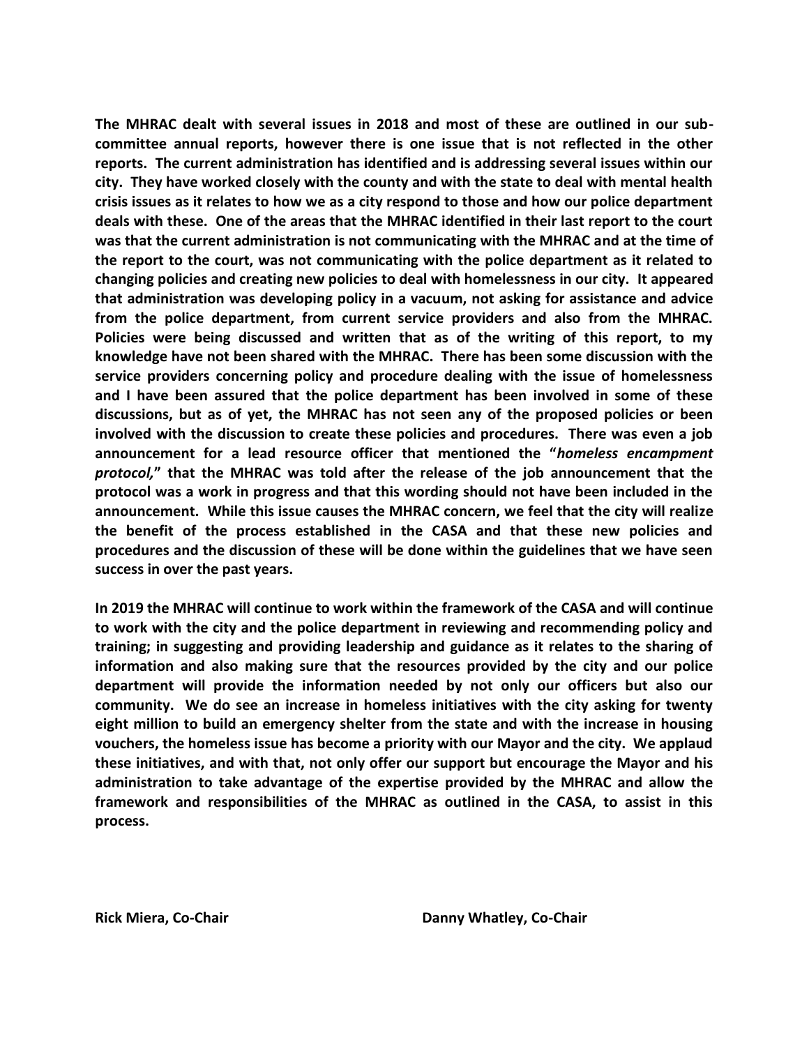**The MHRAC dealt with several issues in 2018 and most of these are outlined in our sub-committee annual reports, however there is one issue that is not reflected in the other reports. The current administration has identified and is addressing several issues within our city. They have worked closely with the county and with the state to deal with mental health crisis issues as it relates to how we as a city respond to those and how our police department deals with these. One of the areas that the MHRAC identified in their last report to the court was that the current administration is not communicating with the MHRAC and at the time of the report to the court, was not communicating with the police department as it related to changing policies and creating new policies to deal with homelessness in our city. It appeared that administration was developing policy in a vacuum, not asking for assistance and advice from the police department, from current service providers and also from the MHRAC. Policies were being discussed and written that as of the writing of this report, to my knowledge have not been shared with the MHRAC. There has been some discussion with the service providers concerning policy and procedure dealing with the issue of homelessness and I have been assured that the police department has been involved in some of these discussions, but as of yet, the MHRAC has not seen any of the proposed policies or been involved with the discussion to create these policies and procedures. There was even a job announcement for a lead resource officer that mentioned the "*homeless encampment protocol,*" that the MHRAC was told after the release of the job announcement that the protocol was a work in progress and that this wording should not have been included in the announcement. While this issue causes the MHRAC concern, we feel that the city will realize the benefit of the process established in the CASA and that these new policies and procedures and the discussion of these will be done within the guidelines that we have seen success in over the past years.**

**In 2019 the MHRAC will continue to work within the framework of the CASA and will continue to work with the city and the police department in reviewing and recommending policy and training; in suggesting and providing leadership and guidance as it relates to the sharing of information and also making sure that the resources provided by the city and our police department will provide the information needed by not only our officers but also our community. We do see an increase in homeless initiatives with the city asking for twenty eight million to build an emergency shelter from the state and with the increase in housing vouchers, the homeless issue has become a priority with our Mayor and the city. We applaud these initiatives, and with that, not only offer our support but encourage the Mayor and his administration to take advantage of the expertise provided by the MHRAC and allow the framework and responsibilities of the MHRAC as outlined in the CASA, to assist in this process.**

**Rick Miera, Co-Chair** | **Danny Whatley, Co-Chair**